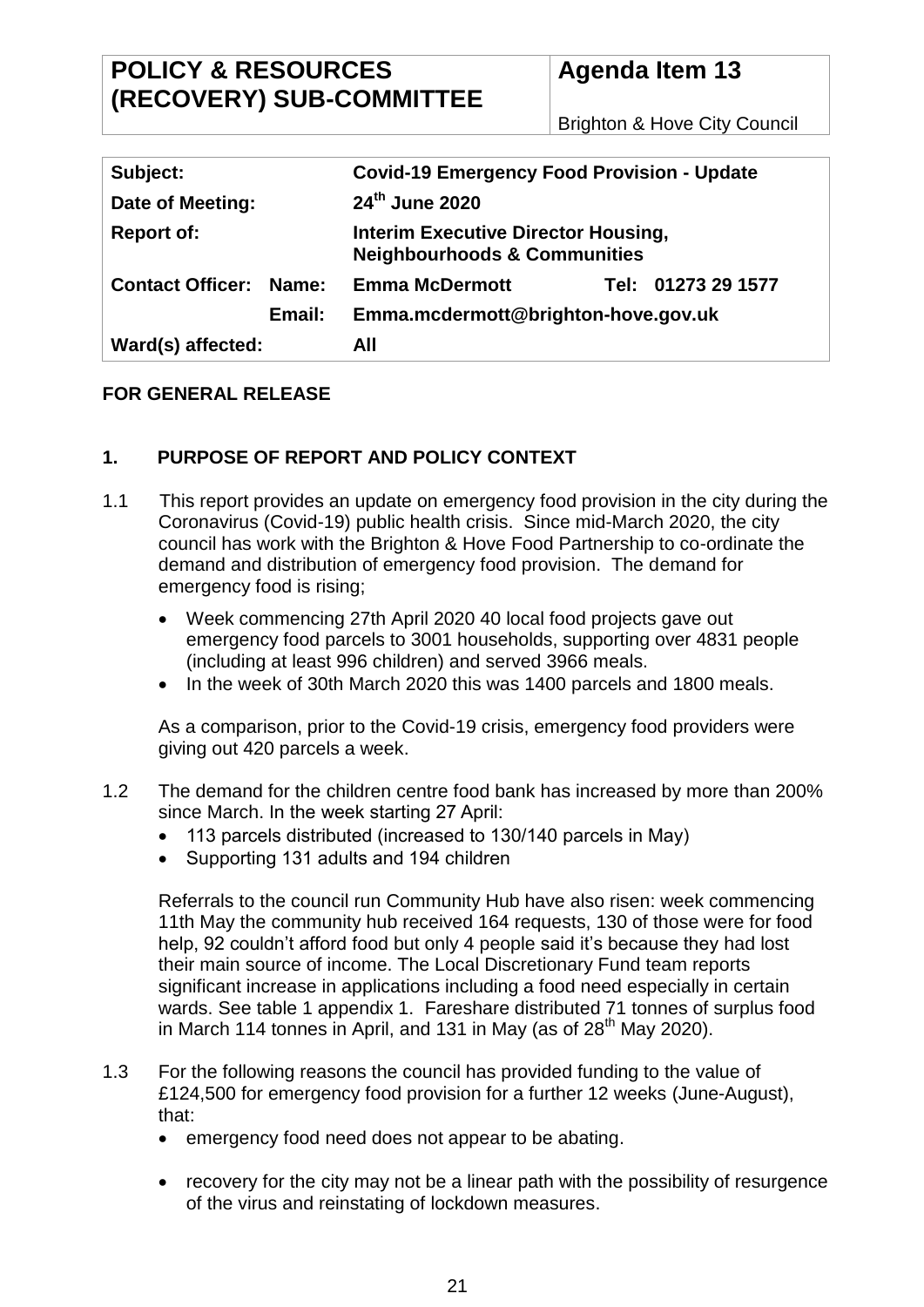| POLICY & RESOURCES (RECOVERY) SUB-COMMITTEE | Agenda Item 13 Brighton & Hove City Council |
| --- | --- |

| | | | |
| --- | --- | --- | --- |
| **Subject:** | | **Covid-19 Emergency Food Provision - Update** | |
| **Date of Meeting:** | | **24th June 2020** | |
| **Report of:** | | **Interim Executive Director Housing, Neighbourhoods & Communities** | |
| **Contact Officer:** | **Name:** | **Emma McDermott** | **Tel: 01273 29 1577** |
| | **Email:** | **Emma.mcdermott@brighton-hove.gov.uk** | |
| **Ward(s) affected:** | | **All** | |

**FOR GENERAL RELEASE**

## 1. PURPOSE OF REPORT AND POLICY CONTEXT

1.1 This report provides an update on emergency food provision in the city during the Coronavirus (Covid-19) public health crisis. Since mid-March 2020, the city council has work with the Brighton & Hove Food Partnership to co-ordinate the demand and distribution of emergency food provision. The demand for emergency food is rising;

- Week commencing 27th April 2020 40 local food projects gave out emergency food parcels to 3001 households, supporting over 4831 people (including at least 996 children) and served 3966 meals.
- In the week of 30th March 2020 this was 1400 parcels and 1800 meals.

As a comparison, prior to the Covid-19 crisis, emergency food providers were giving out 420 parcels a week.

1.2 The demand for the children centre food bank has increased by more than 200% since March. In the week starting 27 April:

- 113 parcels distributed (increased to 130/140 parcels in May)
- Supporting 131 adults and 194 children

Referrals to the council run Community Hub have also risen: week commencing 11th May the community hub received 164 requests, 130 of those were for food help, 92 couldn't afford food but only 4 people said it's because they had lost their main source of income. The Local Discretionary Fund team reports significant increase in applications including a food need especially in certain wards. See table 1 appendix 1. Fareshare distributed 71 tonnes of surplus food in March 114 tonnes in April, and 131 in May (as of 28th May 2020).

1.3 For the following reasons the council has provided funding to the value of £124,500 for emergency food provision for a further 12 weeks (June-August), that:

- emergency food need does not appear to be abating.
- recovery for the city may not be a linear path with the possibility of resurgence of the virus and reinstating of lockdown measures.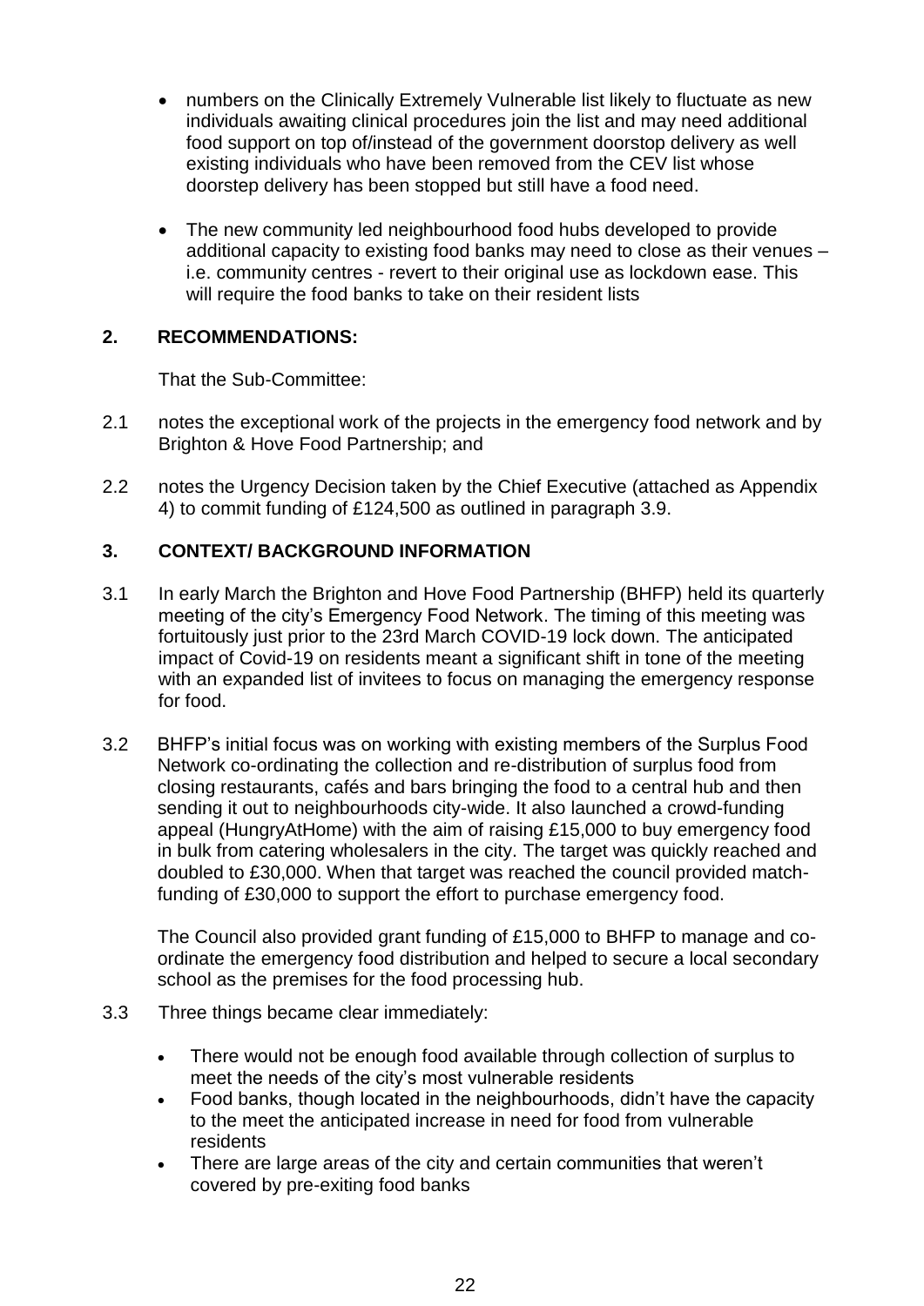- numbers on the Clinically Extremely Vulnerable list likely to fluctuate as new individuals awaiting clinical procedures join the list and may need additional food support on top of/instead of the government doorstop delivery as well existing individuals who have been removed from the CEV list whose doorstep delivery has been stopped but still have a food need.

- The new community led neighbourhood food hubs developed to provide additional capacity to existing food banks may need to close as their venues – i.e. community centres - revert to their original use as lockdown ease. This will require the food banks to take on their resident lists

## 2. RECOMMENDATIONS:

That the Sub-Committee:

2.1 notes the exceptional work of the projects in the emergency food network and by Brighton & Hove Food Partnership; and

2.2 notes the Urgency Decision taken by the Chief Executive (attached as Appendix 4) to commit funding of £124,500 as outlined in paragraph 3.9.

## 3. CONTEXT/ BACKGROUND INFORMATION

3.1 In early March the Brighton and Hove Food Partnership (BHFP) held its quarterly meeting of the city's Emergency Food Network. The timing of this meeting was fortuitously just prior to the 23rd March COVID-19 lock down. The anticipated impact of Covid-19 on residents meant a significant shift in tone of the meeting with an expanded list of invitees to focus on managing the emergency response for food.

3.2 BHFP's initial focus was on working with existing members of the Surplus Food Network co-ordinating the collection and re-distribution of surplus food from closing restaurants, cafés and bars bringing the food to a central hub and then sending it out to neighbourhoods city-wide. It also launched a crowd-funding appeal (HungryAtHome) with the aim of raising £15,000 to buy emergency food in bulk from catering wholesalers in the city. The target was quickly reached and doubled to £30,000. When that target was reached the council provided match-funding of £30,000 to support the effort to purchase emergency food.

The Council also provided grant funding of £15,000 to BHFP to manage and co-ordinate the emergency food distribution and helped to secure a local secondary school as the premises for the food processing hub.

3.3 Three things became clear immediately:

- There would not be enough food available through collection of surplus to meet the needs of the city's most vulnerable residents
- Food banks, though located in the neighbourhoods, didn't have the capacity to the meet the anticipated increase in need for food from vulnerable residents
- There are large areas of the city and certain communities that weren't covered by pre-exiting food banks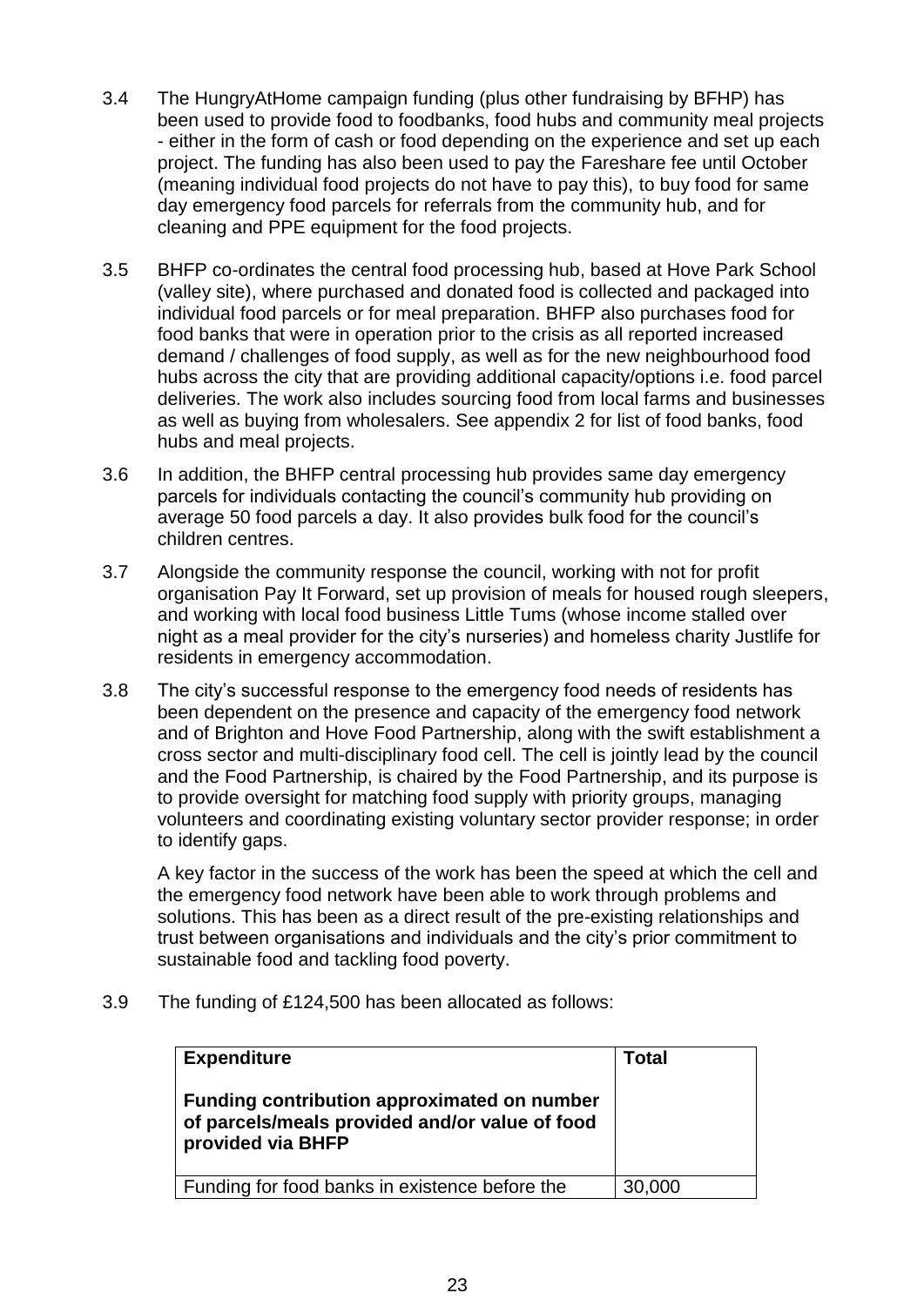3.4 The HungryAtHome campaign funding (plus other fundraising by BFHP) has been used to provide food to foodbanks, food hubs and community meal projects - either in the form of cash or food depending on the experience and set up each project. The funding has also been used to pay the Fareshare fee until October (meaning individual food projects do not have to pay this), to buy food for same day emergency food parcels for referrals from the community hub, and for cleaning and PPE equipment for the food projects.

3.5 BHFP co-ordinates the central food processing hub, based at Hove Park School (valley site), where purchased and donated food is collected and packaged into individual food parcels or for meal preparation. BHFP also purchases food for food banks that were in operation prior to the crisis as all reported increased demand / challenges of food supply, as well as for the new neighbourhood food hubs across the city that are providing additional capacity/options i.e. food parcel deliveries. The work also includes sourcing food from local farms and businesses as well as buying from wholesalers. See appendix 2 for list of food banks, food hubs and meal projects.

3.6 In addition, the BHFP central processing hub provides same day emergency parcels for individuals contacting the council's community hub providing on average 50 food parcels a day. It also provides bulk food for the council's children centres.

3.7 Alongside the community response the council, working with not for profit organisation Pay It Forward, set up provision of meals for housed rough sleepers, and working with local food business Little Tums (whose income stalled over night as a meal provider for the city's nurseries) and homeless charity Justlife for residents in emergency accommodation.

3.8 The city's successful response to the emergency food needs of residents has been dependent on the presence and capacity of the emergency food network and of Brighton and Hove Food Partnership, along with the swift establishment a cross sector and multi-disciplinary food cell. The cell is jointly lead by the council and the Food Partnership, is chaired by the Food Partnership, and its purpose is to provide oversight for matching food supply with priority groups, managing volunteers and coordinating existing voluntary sector provider response; in order to identify gaps.

A key factor in the success of the work has been the speed at which the cell and the emergency food network have been able to work through problems and solutions. This has been as a direct result of the pre-existing relationships and trust between organisations and individuals and the city's prior commitment to sustainable food and tackling food poverty.

3.9 The funding of £124,500 has been allocated as follows:

| **Expenditure**<br><br>**Funding contribution approximated on number of parcels/meals provided and/or value of food provided via BHFP** | **Total** |
|---|---|
| Funding for food banks in existence before the | 30,000 |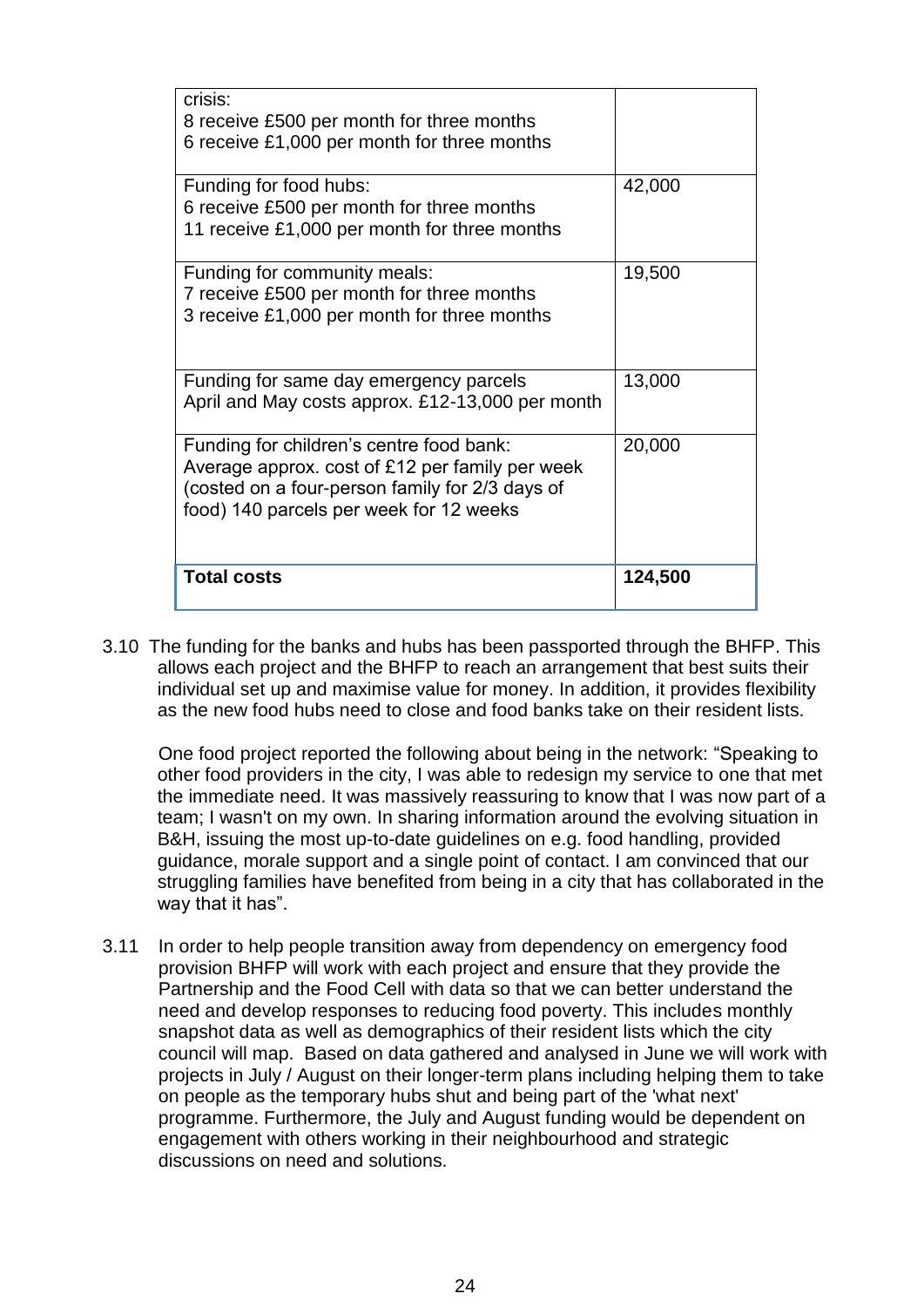| | |
|---|---|
| crisis:<br>8 receive £500 per month for three months<br>6 receive £1,000 per month for three months | |
| Funding for food hubs:<br>6 receive £500 per month for three months<br>11 receive £1,000 per month for three months | 42,000 |
| Funding for community meals:<br>7 receive £500 per month for three months<br>3 receive £1,000 per month for three months | 19,500 |
| Funding for same day emergency parcels<br>April and May costs approx. £12-13,000 per month | 13,000 |
| Funding for children's centre food bank:<br>Average approx. cost of £12 per family per week (costed on a four-person family for 2/3 days of food) 140 parcels per week for 12 weeks | 20,000 |
| **Total costs** | **124,500** |

3.10 The funding for the banks and hubs has been passported through the BHFP. This allows each project and the BHFP to reach an arrangement that best suits their individual set up and maximise value for money. In addition, it provides flexibility as the new food hubs need to close and food banks take on their resident lists.

One food project reported the following about being in the network: "Speaking to other food providers in the city, I was able to redesign my service to one that met the immediate need. It was massively reassuring to know that I was now part of a team; I wasn't on my own. In sharing information around the evolving situation in B&H, issuing the most up-to-date guidelines on e.g. food handling, provided guidance, morale support and a single point of contact. I am convinced that our struggling families have benefited from being in a city that has collaborated in the way that it has".

3.11 In order to help people transition away from dependency on emergency food provision BHFP will work with each project and ensure that they provide the Partnership and the Food Cell with data so that we can better understand the need and develop responses to reducing food poverty. This includes monthly snapshot data as well as demographics of their resident lists which the city council will map. Based on data gathered and analysed in June we will work with projects in July / August on their longer-term plans including helping them to take on people as the temporary hubs shut and being part of the 'what next' programme. Furthermore, the July and August funding would be dependent on engagement with others working in their neighbourhood and strategic discussions on need and solutions.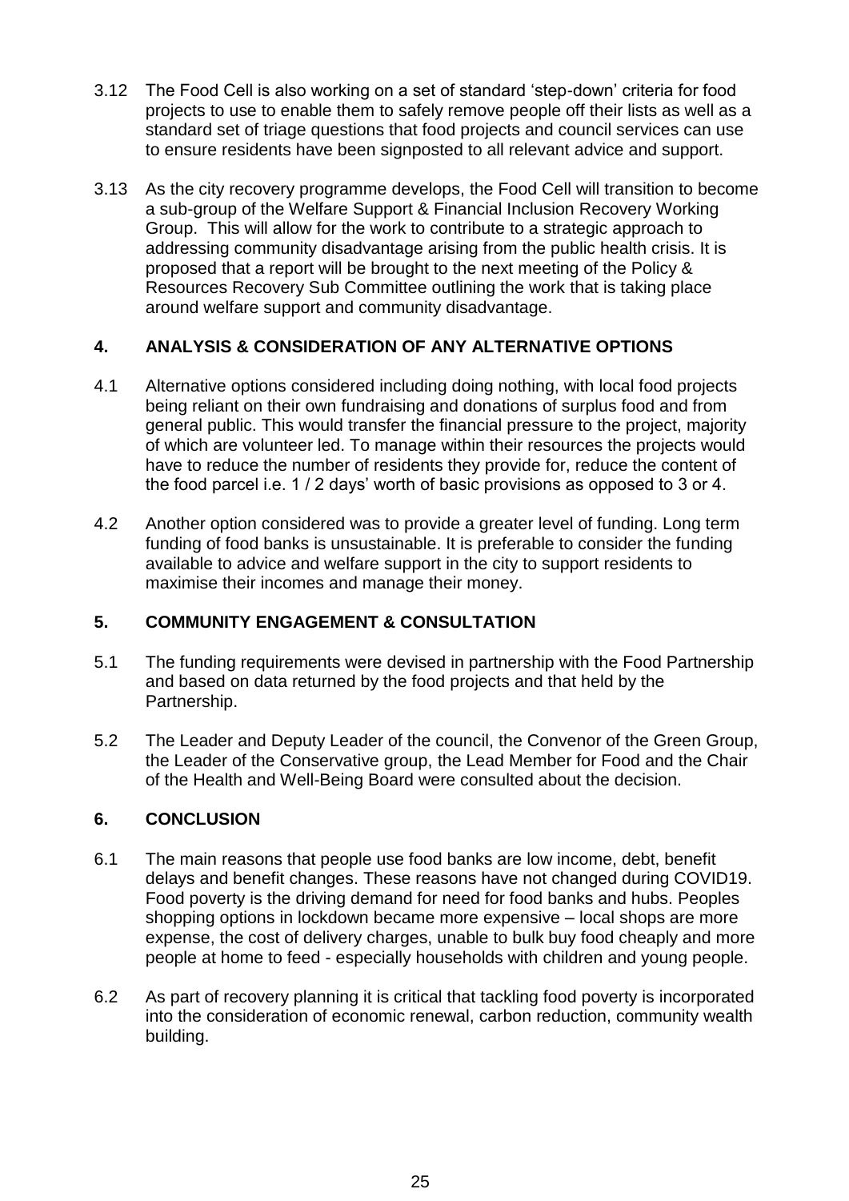3.12 The Food Cell is also working on a set of standard 'step-down' criteria for food projects to use to enable them to safely remove people off their lists as well as a standard set of triage questions that food projects and council services can use to ensure residents have been signposted to all relevant advice and support.

3.13 As the city recovery programme develops, the Food Cell will transition to become a sub-group of the Welfare Support & Financial Inclusion Recovery Working Group. This will allow for the work to contribute to a strategic approach to addressing community disadvantage arising from the public health crisis. It is proposed that a report will be brought to the next meeting of the Policy & Resources Recovery Sub Committee outlining the work that is taking place around welfare support and community disadvantage.

## 4. ANALYSIS & CONSIDERATION OF ANY ALTERNATIVE OPTIONS

4.1 Alternative options considered including doing nothing, with local food projects being reliant on their own fundraising and donations of surplus food and from general public. This would transfer the financial pressure to the project, majority of which are volunteer led. To manage within their resources the projects would have to reduce the number of residents they provide for, reduce the content of the food parcel i.e. 1 / 2 days' worth of basic provisions as opposed to 3 or 4.

4.2 Another option considered was to provide a greater level of funding. Long term funding of food banks is unsustainable. It is preferable to consider the funding available to advice and welfare support in the city to support residents to maximise their incomes and manage their money.

## 5. COMMUNITY ENGAGEMENT & CONSULTATION

5.1 The funding requirements were devised in partnership with the Food Partnership and based on data returned by the food projects and that held by the Partnership.

5.2 The Leader and Deputy Leader of the council, the Convenor of the Green Group, the Leader of the Conservative group, the Lead Member for Food and the Chair of the Health and Well-Being Board were consulted about the decision.

## 6. CONCLUSION

6.1 The main reasons that people use food banks are low income, debt, benefit delays and benefit changes. These reasons have not changed during COVID19. Food poverty is the driving demand for need for food banks and hubs. Peoples shopping options in lockdown became more expensive – local shops are more expense, the cost of delivery charges, unable to bulk buy food cheaply and more people at home to feed - especially households with children and young people.

6.2 As part of recovery planning it is critical that tackling food poverty is incorporated into the consideration of economic renewal, carbon reduction, community wealth building.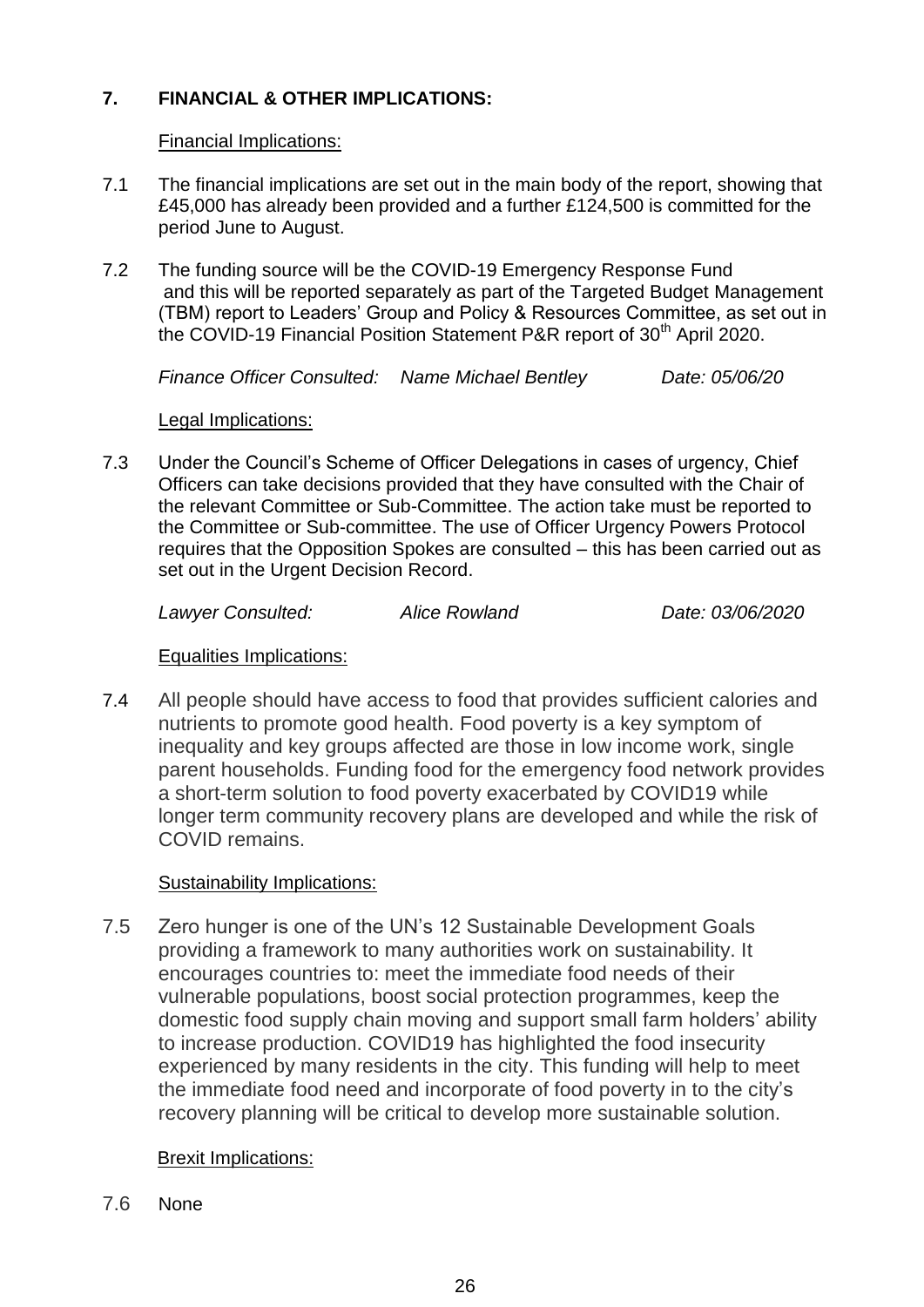## 7. FINANCIAL & OTHER IMPLICATIONS:

Financial Implications:

7.1 The financial implications are set out in the main body of the report, showing that £45,000 has already been provided and a further £124,500 is committed for the period June to August.

7.2 The funding source will be the COVID-19 Emergency Response Fund and this will be reported separately as part of the Targeted Budget Management (TBM) report to Leaders' Group and Policy & Resources Committee, as set out in the COVID-19 Financial Position Statement P&R report of 30th April 2020.

*Finance Officer Consulted: Name Michael Bentley Date: 05/06/20*

Legal Implications:

7.3 Under the Council's Scheme of Officer Delegations in cases of urgency, Chief Officers can take decisions provided that they have consulted with the Chair of the relevant Committee or Sub-Committee. The action take must be reported to the Committee or Sub-committee. The use of Officer Urgency Powers Protocol requires that the Opposition Spokes are consulted – this has been carried out as set out in the Urgent Decision Record.

*Lawyer Consulted: Alice Rowland Date: 03/06/2020*

Equalities Implications:

7.4 All people should have access to food that provides sufficient calories and nutrients to promote good health. Food poverty is a key symptom of inequality and key groups affected are those in low income work, single parent households. Funding food for the emergency food network provides a short-term solution to food poverty exacerbated by COVID19 while longer term community recovery plans are developed and while the risk of COVID remains.

Sustainability Implications:

7.5 Zero hunger is one of the UN's 12 Sustainable Development Goals providing a framework to many authorities work on sustainability. It encourages countries to: meet the immediate food needs of their vulnerable populations, boost social protection programmes, keep the domestic food supply chain moving and support small farm holders' ability to increase production. COVID19 has highlighted the food insecurity experienced by many residents in the city. This funding will help to meet the immediate food need and incorporate of food poverty in to the city's recovery planning will be critical to develop more sustainable solution.

Brexit Implications:

7.6 None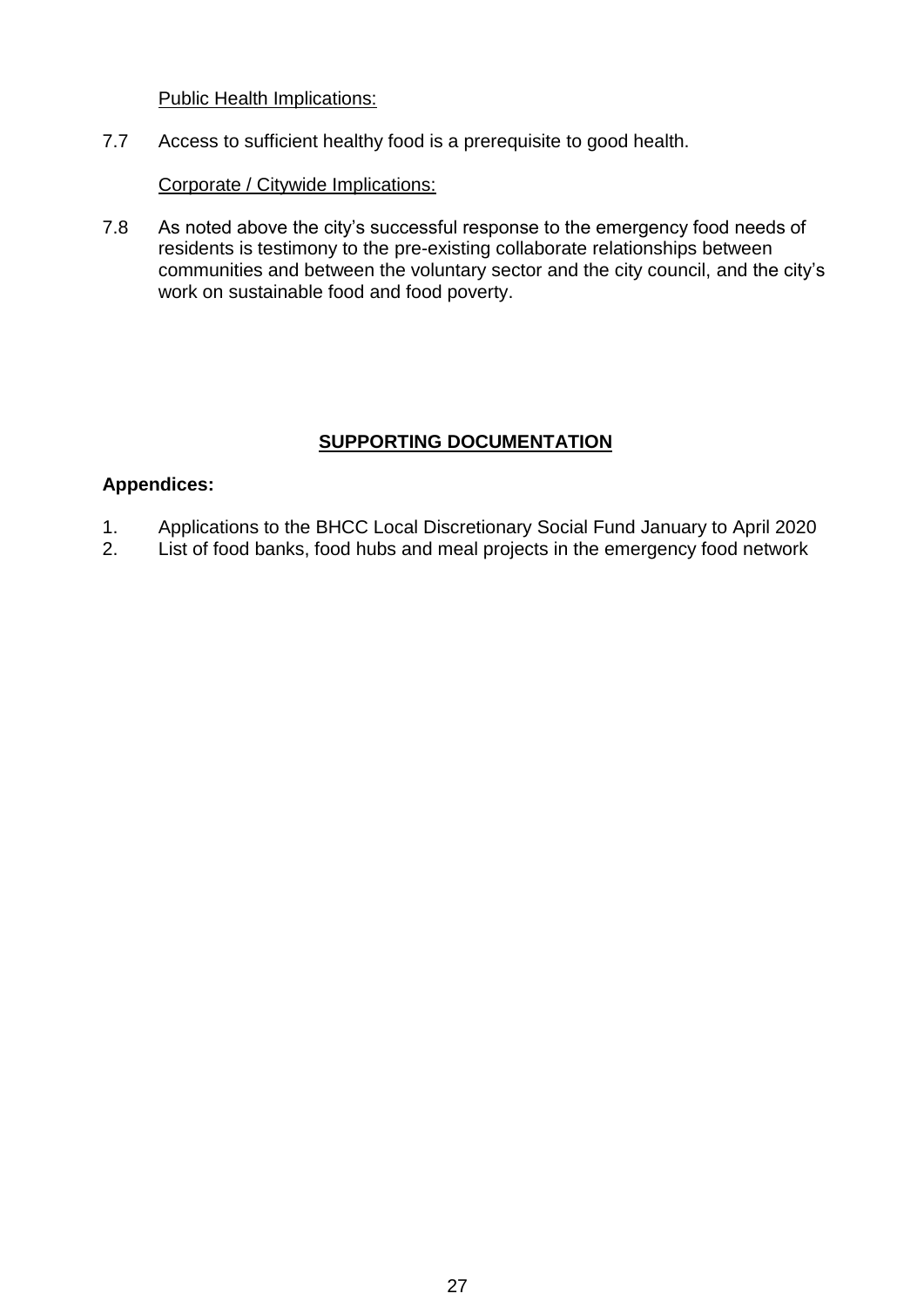Public Health Implications:

7.7 Access to sufficient healthy food is a prerequisite to good health.

Corporate / Citywide Implications:

7.8 As noted above the city's successful response to the emergency food needs of residents is testimony to the pre-existing collaborate relationships between communities and between the voluntary sector and the city council, and the city's work on sustainable food and food poverty.

## SUPPORTING DOCUMENTATION

**Appendices:**

1. Applications to the BHCC Local Discretionary Social Fund January to April 2020
2. List of food banks, food hubs and meal projects in the emergency food network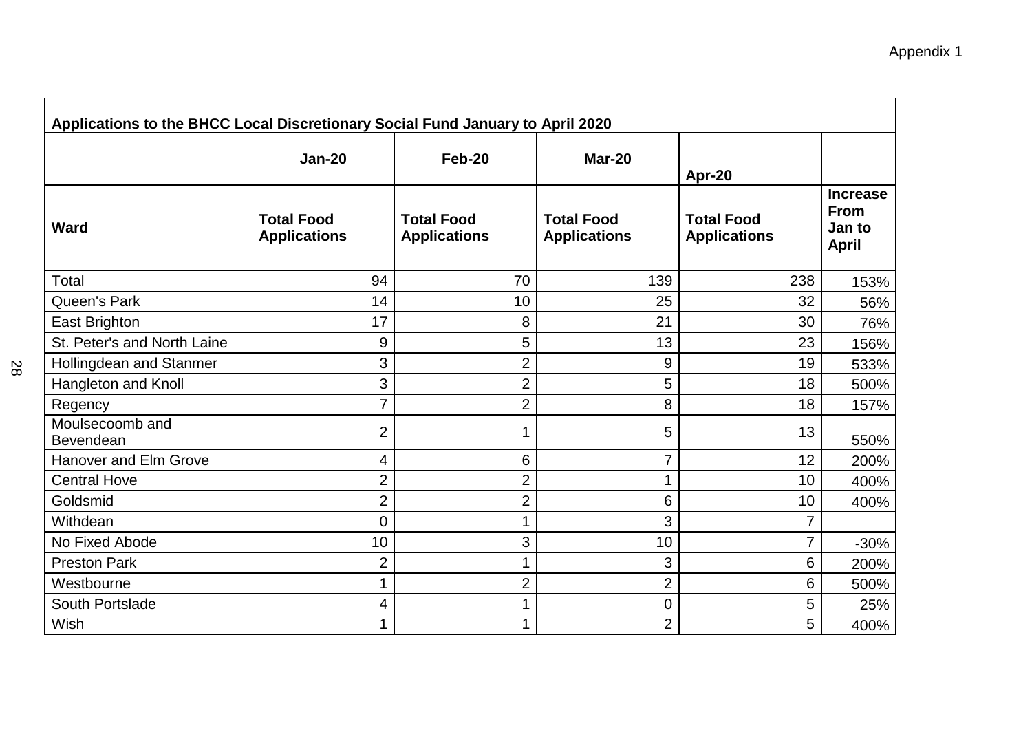Appendix 1

| Applications to the BHCC Local Discretionary Social Fund January to April 2020 | | | | | |
|---|---|---|---|---|---|
| | Jan-20 | Feb-20 | Mar-20 | Apr-20 | |
| **Ward** | **Total Food Applications** | **Total Food Applications** | **Total Food Applications** | **Total Food Applications** | **Increase From Jan to April** |
| Total | 94 | 70 | 139 | 238 | 153% |
| Queen's Park | 14 | 10 | 25 | 32 | 56% |
| East Brighton | 17 | 8 | 21 | 30 | 76% |
| St. Peter's and North Laine | 9 | 5 | 13 | 23 | 156% |
| Hollingdean and Stanmer | 3 | 2 | 9 | 19 | 533% |
| Hangleton and Knoll | 3 | 2 | 5 | 18 | 500% |
| Regency | 7 | 2 | 8 | 18 | 157% |
| Moulsecoomb and Bevendean | 2 | 1 | 5 | 13 | 550% |
| Hanover and Elm Grove | 4 | 6 | 7 | 12 | 200% |
| Central Hove | 2 | 2 | 1 | 10 | 400% |
| Goldsmid | 2 | 2 | 6 | 10 | 400% |
| Withdean | 0 | 1 | 3 | 7 | |
| No Fixed Abode | 10 | 3 | 10 | 7 | -30% |
| Preston Park | 2 | 1 | 3 | 6 | 200% |
| Westbourne | 1 | 2 | 2 | 6 | 500% |
| South Portslade | 4 | 1 | 0 | 5 | 25% |
| Wish | 1 | 1 | 2 | 5 | 400% |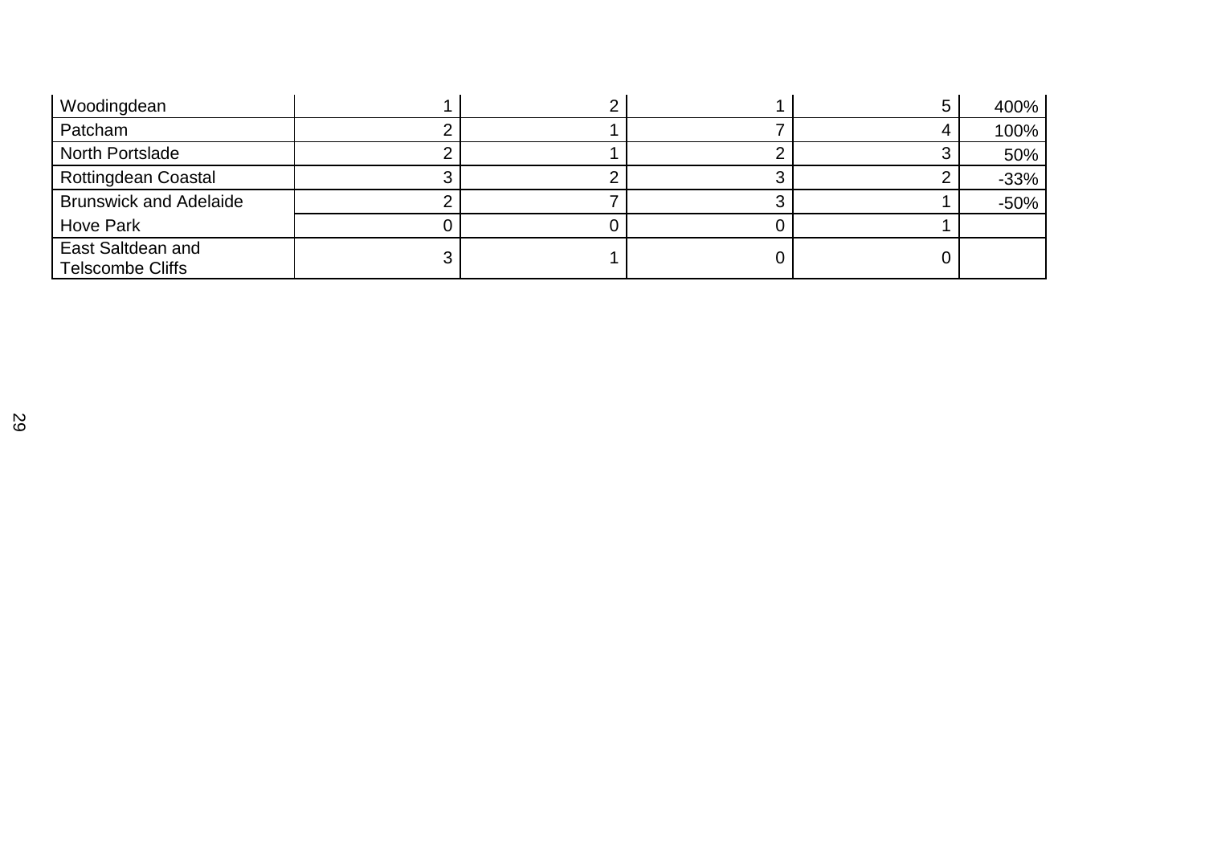| | | | | | |
|---|---|---|---|---|---|
| Woodingdean | 1 | 2 | 1 | 5 | 400% |
| Patcham | 2 | 1 | 7 | 4 | 100% |
| North Portslade | 2 | 1 | 2 | 3 | 50% |
| Rottingdean Coastal | 3 | 2 | 3 | 2 | -33% |
| Brunswick and Adelaide | 2 | 7 | 3 | 1 | -50% |
| Hove Park | 0 | 0 | 0 | 1 | |
| East Saltdean and Telscombe Cliffs | 3 | 1 | 0 | 0 | |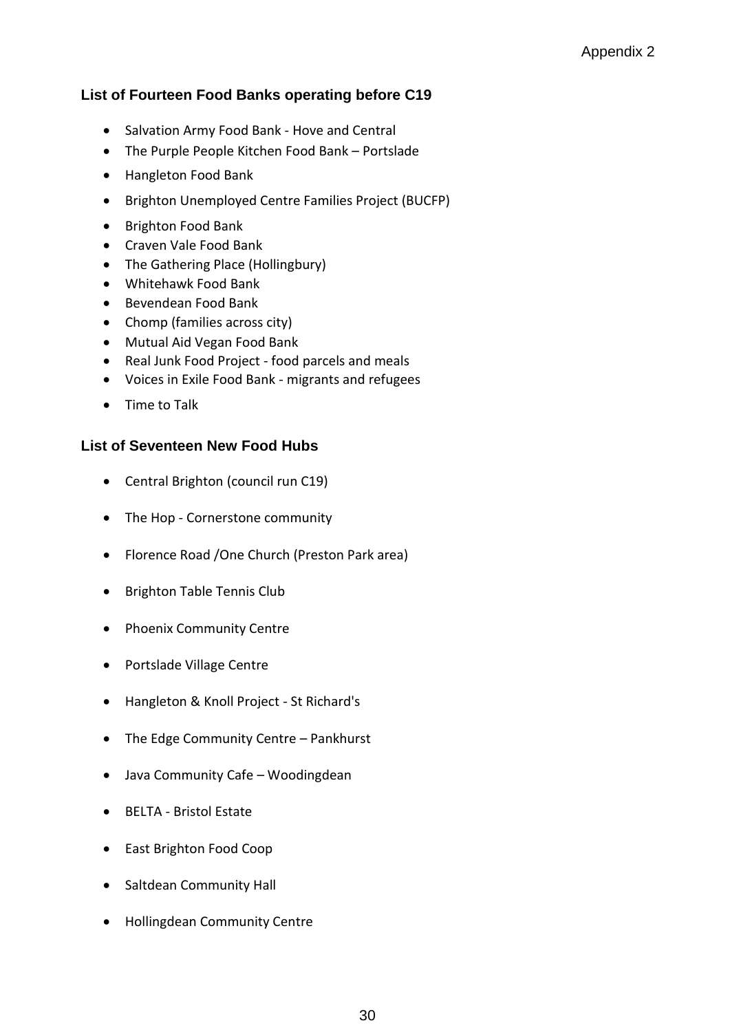Appendix 2

## List of Fourteen Food Banks operating before C19

- Salvation Army Food Bank - Hove and Central
- The Purple People Kitchen Food Bank – Portslade
- Hangleton Food Bank
- Brighton Unemployed Centre Families Project (BUCFP)
- Brighton Food Bank
- Craven Vale Food Bank
- The Gathering Place (Hollingbury)
- Whitehawk Food Bank
- Bevendean Food Bank
- Chomp (families across city)
- Mutual Aid Vegan Food Bank
- Real Junk Food Project - food parcels and meals
- Voices in Exile Food Bank - migrants and refugees
- Time to Talk

## List of Seventeen New Food Hubs

- Central Brighton (council run C19)
- The Hop - Cornerstone community
- Florence Road /One Church (Preston Park area)
- Brighton Table Tennis Club
- Phoenix Community Centre
- Portslade Village Centre
- Hangleton & Knoll Project - St Richard's
- The Edge Community Centre – Pankhurst
- Java Community Cafe – Woodingdean
- BELTA - Bristol Estate
- East Brighton Food Coop
- Saltdean Community Hall
- Hollingdean Community Centre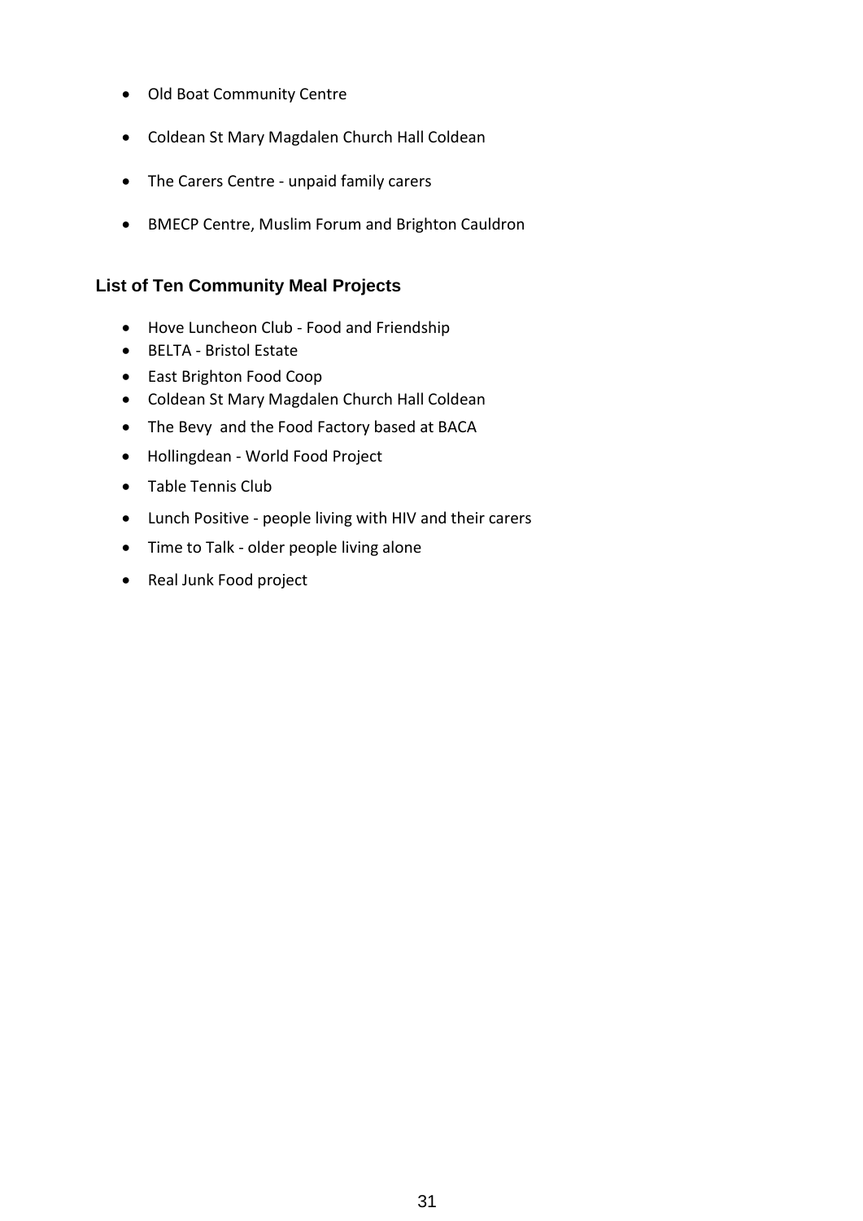- Old Boat Community Centre
- Coldean St Mary Magdalen Church Hall Coldean
- The Carers Centre - unpaid family carers
- BMECP Centre, Muslim Forum and Brighton Cauldron

### List of Ten Community Meal Projects

- Hove Luncheon Club - Food and Friendship
- BELTA - Bristol Estate
- East Brighton Food Coop
- Coldean St Mary Magdalen Church Hall Coldean
- The Bevy and the Food Factory based at BACA
- Hollingdean - World Food Project
- Table Tennis Club
- Lunch Positive - people living with HIV and their carers
- Time to Talk - older people living alone
- Real Junk Food project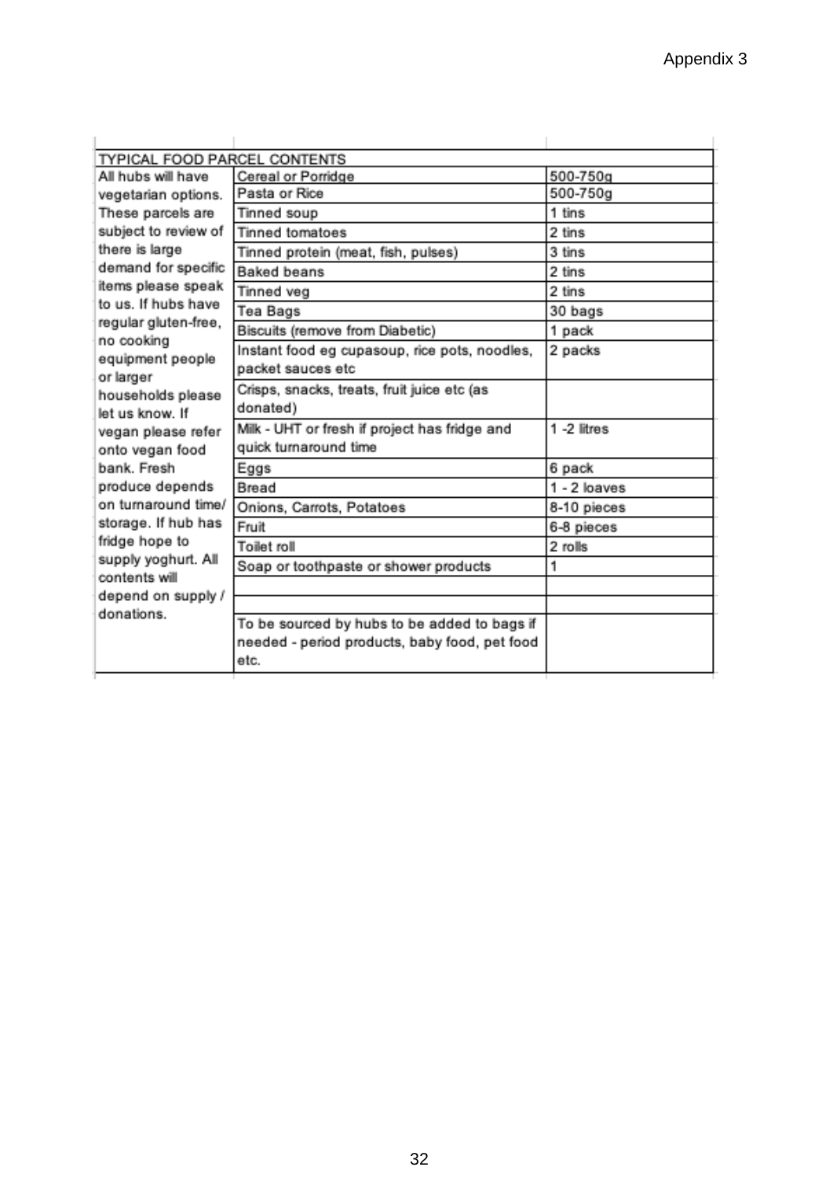Appendix 3

| TYPICAL FOOD PARCEL CONTENTS | | |
|---|---|---|
| All hubs will have vegetarian options. These parcels are subject to review of there is large demand for specific items please speak to us. If hubs have regular gluten-free, no cooking equipment people or larger households please let us know. If vegan please refer onto vegan food bank. Fresh produce depends on turnaround time/ storage. If hub has fridge hope to supply yoghurt. All contents will depend on supply / donations. | Cereal or Porridge | 500-750g |
| | Pasta or Rice | 500-750g |
| | Tinned soup | 1 tins |
| | Tinned tomatoes | 2 tins |
| | Tinned protein (meat, fish, pulses) | 3 tins |
| | Baked beans | 2 tins |
| | Tinned veg | 2 tins |
| | Tea Bags | 30 bags |
| | Biscuits (remove from Diabetic) | 1 pack |
| | Instant food eg cupasoup, rice pots, noodles, packet sauces etc | 2 packs |
| | Crisps, snacks, treats, fruit juice etc (as donated) | |
| | Milk - UHT or fresh if project has fridge and quick turnaround time | 1 -2 litres |
| | Eggs | 6 pack |
| | Bread | 1 - 2 loaves |
| | Onions, Carrots, Potatoes | 8-10 pieces |
| | Fruit | 6-8 pieces |
| | Toilet roll | 2 rolls |
| | Soap or toothpaste or shower products | 1 |
| | | |
| | | |
| | To be sourced by hubs to be added to bags if needed - period products, baby food, pet food etc. | |